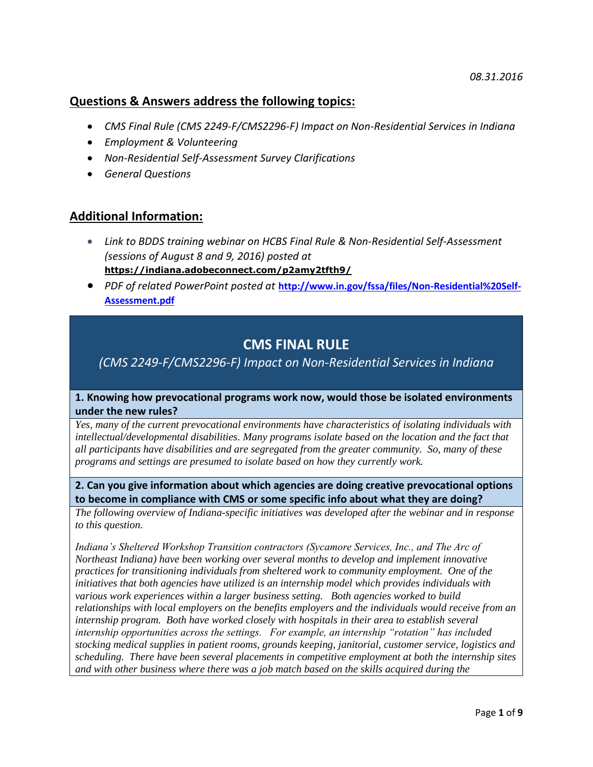*08.31.2016*

## Questions & Answers address the following topics:

- *CMS Final Rule (CMS 2249-F/CMS2296-F) Impact on Non-Residential Services in Indiana*
- *Employment & Volunteering*
- *Non-Residential Self-Assessment Survey Clarifications*
- *General Questions*

## Additional Information:

- *Link to BDDS training webinar on HCBS Final Rule & Non-Residential Self-Assessment (sessions of August 8 and 9, 2016) posted at* **https://indiana.adobeconnect.com/p2amy2tfth9/**
- *PDF of related PowerPoint posted at* **http://www.in.gov/fssa/files/Non-Residential%20Self-Assessment.pdf**

# CMS FINAL RULE

*(CMS 2249-F/CMS2296-F) Impact on Non-Residential Services in Indiana*

**1. Knowing how prevocational programs work now, would those be isolated environments under the new rules?**

*Yes, many of the current prevocational environments have characteristics of isolating individuals with intellectual/developmental disabilities. Many programs isolate based on the location and the fact that all participants have disabilities and are segregated from the greater community. So, many of these programs and settings are presumed to isolate based on how they currently work.*

**2. Can you give information about which agencies are doing creative prevocational options to become in compliance with CMS or some specific info about what they are doing?**

*The following overview of Indiana-specific initiatives was developed after the webinar and in response to this question.*

*Indiana's Sheltered Workshop Transition contractors (Sycamore Services, Inc., and The Arc of Northeast Indiana) have been working over several months to develop and implement innovative practices for transitioning individuals from sheltered work to community employment. One of the initiatives that both agencies have utilized is an internship model which provides individuals with various work experiences within a larger business setting. Both agencies worked to build relationships with local employers on the benefits employers and the individuals would receive from an internship program. Both have worked closely with hospitals in their area to establish several internship opportunities across the settings. For example, an internship "rotation" has included stocking medical supplies in patient rooms, grounds keeping, janitorial, customer service, logistics and scheduling. There have been several placements in competitive employment at both the internship sites and with other business where there was a job match based on the skills acquired during the*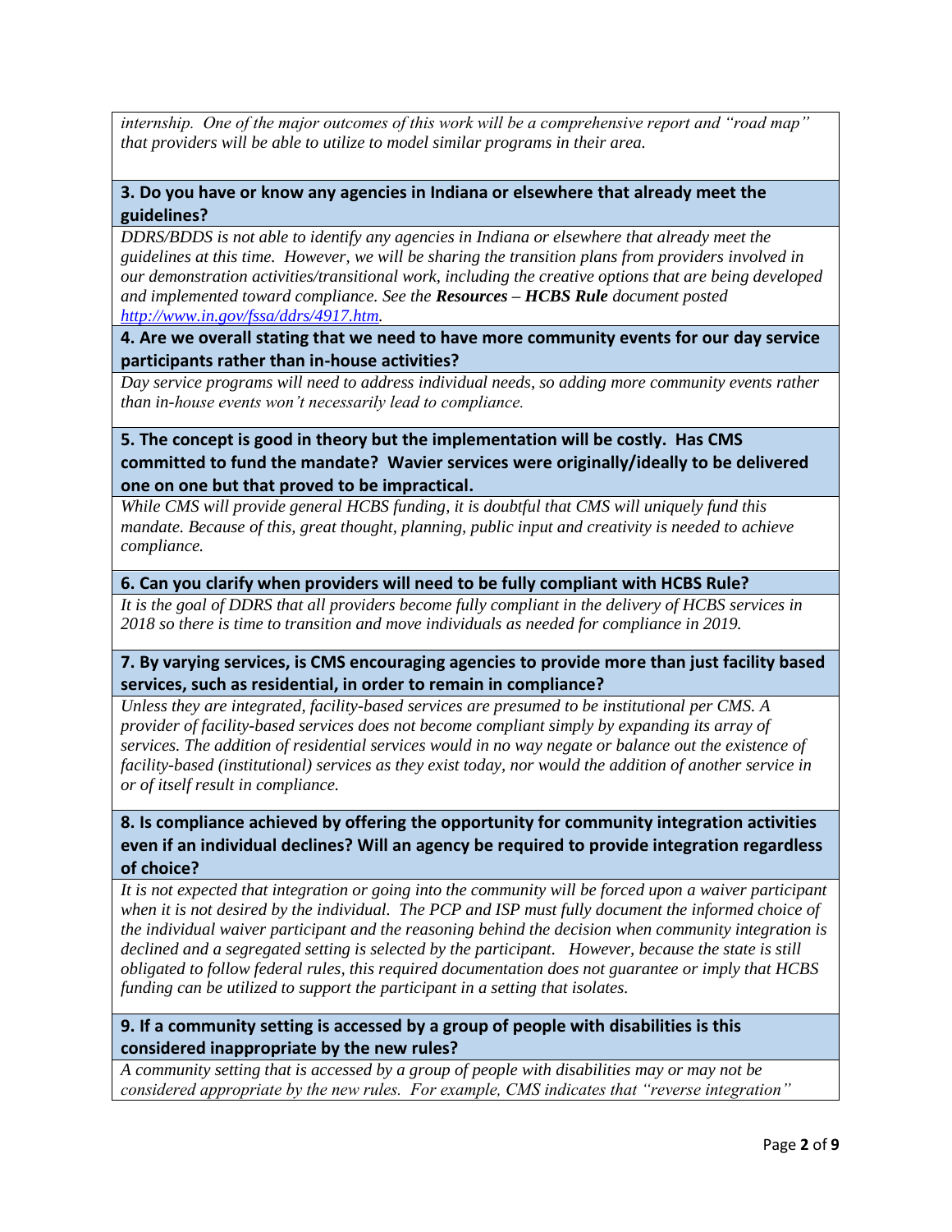*internship. One of the major outcomes of this work will be a comprehensive report and "road map" that providers will be able to utilize to model similar programs in their area.*

**3. Do you have or know any agencies in Indiana or elsewhere that already meet the guidelines?**

*DDRS/BDDS is not able to identify any agencies in Indiana or elsewhere that already meet the guidelines at this time. However, we will be sharing the transition plans from providers involved in our demonstration activities/transitional work, including the creative options that are being developed and implemented toward compliance. See the* ***Resources – HCBS Rule*** *document posted [http://www.in.gov/fssa/ddrs/4917.htm](http://www.in.gov/fssa/ddrs/4917.htm).*

**4. Are we overall stating that we need to have more community events for our day service participants rather than in-house activities?**

*Day service programs will need to address individual needs, so adding more community events rather than in-house events won't necessarily lead to compliance.*

**5. The concept is good in theory but the implementation will be costly. Has CMS committed to fund the mandate? Wavier services were originally/ideally to be delivered one on one but that proved to be impractical.**

*While CMS will provide general HCBS funding, it is doubtful that CMS will uniquely fund this mandate. Because of this, great thought, planning, public input and creativity is needed to achieve compliance.*

**6. Can you clarify when providers will need to be fully compliant with HCBS Rule?**

*It is the goal of DDRS that all providers become fully compliant in the delivery of HCBS services in 2018 so there is time to transition and move individuals as needed for compliance in 2019.*

**7. By varying services, is CMS encouraging agencies to provide more than just facility based services, such as residential, in order to remain in compliance?**

*Unless they are integrated, facility-based services are presumed to be institutional per CMS. A provider of facility-based services does not become compliant simply by expanding its array of services. The addition of residential services would in no way negate or balance out the existence of facility-based (institutional) services as they exist today, nor would the addition of another service in or of itself result in compliance.*

**8. Is compliance achieved by offering the opportunity for community integration activities even if an individual declines? Will an agency be required to provide integration regardless of choice?**

*It is not expected that integration or going into the community will be forced upon a waiver participant when it is not desired by the individual. The PCP and ISP must fully document the informed choice of the individual waiver participant and the reasoning behind the decision when community integration is declined and a segregated setting is selected by the participant. However, because the state is still obligated to follow federal rules, this required documentation does not guarantee or imply that HCBS funding can be utilized to support the participant in a setting that isolates.*

**9. If a community setting is accessed by a group of people with disabilities is this considered inappropriate by the new rules?**

*A community setting that is accessed by a group of people with disabilities may or may not be considered appropriate by the new rules. For example, CMS indicates that "reverse integration"*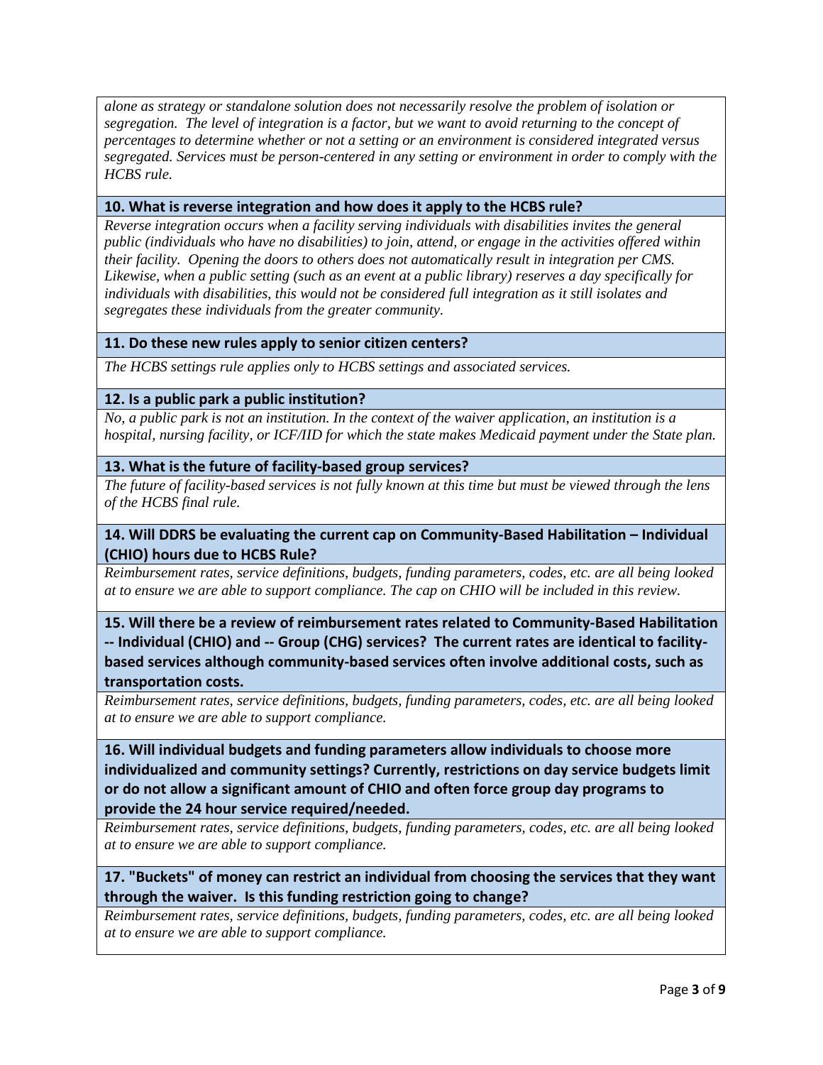*alone as strategy or standalone solution does not necessarily resolve the problem of isolation or segregation. The level of integration is a factor, but we want to avoid returning to the concept of percentages to determine whether or not a setting or an environment is considered integrated versus segregated. Services must be person-centered in any setting or environment in order to comply with the HCBS rule.*

**10. What is reverse integration and how does it apply to the HCBS rule?**

*Reverse integration occurs when a facility serving individuals with disabilities invites the general public (individuals who have no disabilities) to join, attend, or engage in the activities offered within their facility. Opening the doors to others does not automatically result in integration per CMS. Likewise, when a public setting (such as an event at a public library) reserves a day specifically for individuals with disabilities, this would not be considered full integration as it still isolates and segregates these individuals from the greater community.*

**11. Do these new rules apply to senior citizen centers?**

*The HCBS settings rule applies only to HCBS settings and associated services.*

**12. Is a public park a public institution?**

*No, a public park is not an institution. In the context of the waiver application, an institution is a hospital, nursing facility, or ICF/IID for which the state makes Medicaid payment under the State plan.*

**13. What is the future of facility-based group services?**

*The future of facility-based services is not fully known at this time but must be viewed through the lens of the HCBS final rule.*

**14. Will DDRS be evaluating the current cap on Community-Based Habilitation – Individual (CHIO) hours due to HCBS Rule?**

*Reimbursement rates, service definitions, budgets, funding parameters, codes, etc. are all being looked at to ensure we are able to support compliance. The cap on CHIO will be included in this review.*

**15. Will there be a review of reimbursement rates related to Community-Based Habilitation -- Individual (CHIO) and -- Group (CHG) services? The current rates are identical to facility-based services although community-based services often involve additional costs, such as transportation costs.**

*Reimbursement rates, service definitions, budgets, funding parameters, codes, etc. are all being looked at to ensure we are able to support compliance.*

**16. Will individual budgets and funding parameters allow individuals to choose more individualized and community settings? Currently, restrictions on day service budgets limit or do not allow a significant amount of CHIO and often force group day programs to provide the 24 hour service required/needed.**

*Reimbursement rates, service definitions, budgets, funding parameters, codes, etc. are all being looked at to ensure we are able to support compliance.*

**17. "Buckets" of money can restrict an individual from choosing the services that they want through the waiver. Is this funding restriction going to change?**

*Reimbursement rates, service definitions, budgets, funding parameters, codes, etc. are all being looked at to ensure we are able to support compliance.*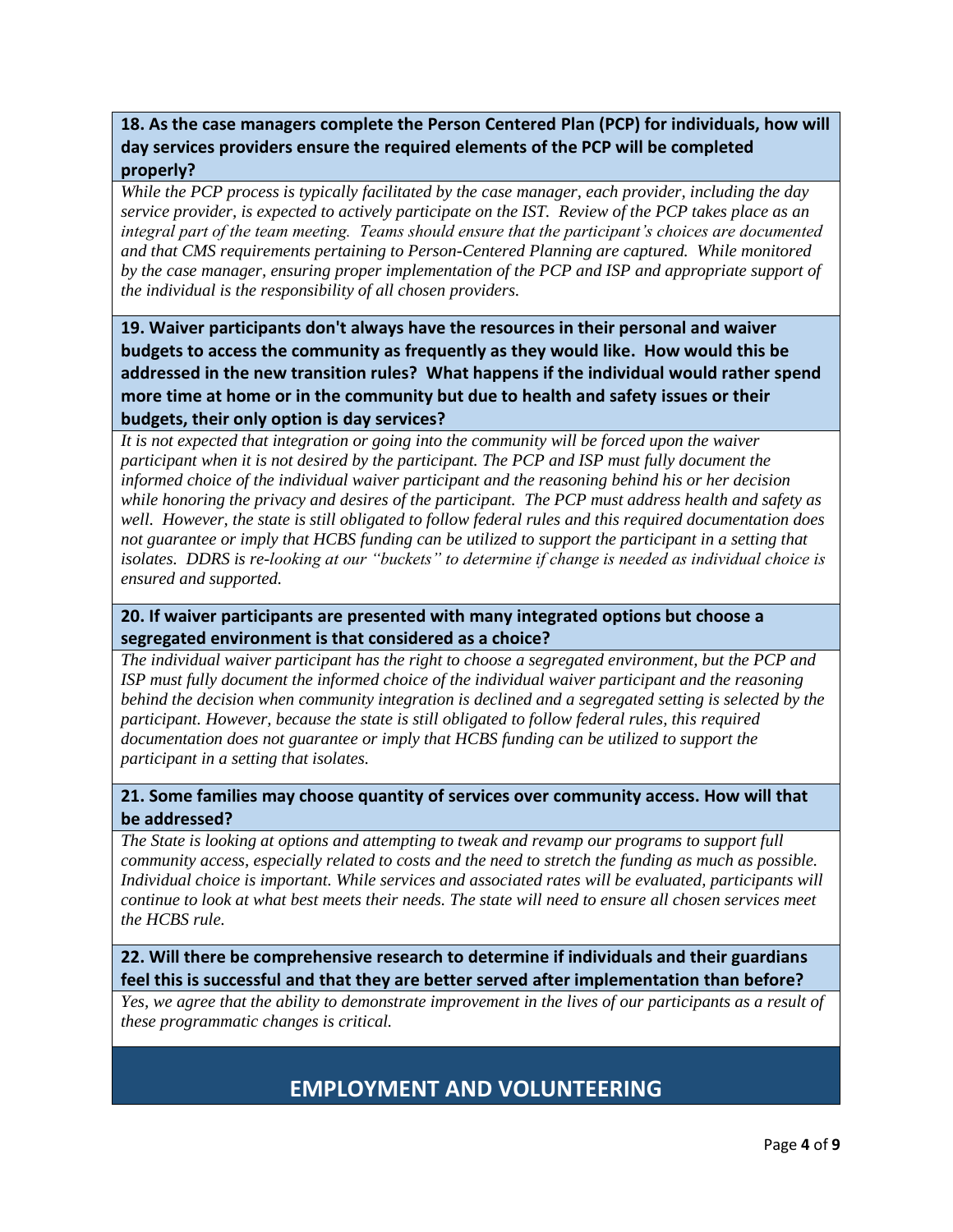**18. As the case managers complete the Person Centered Plan (PCP) for individuals, how will day services providers ensure the required elements of the PCP will be completed properly?**

*While the PCP process is typically facilitated by the case manager, each provider, including the day service provider, is expected to actively participate on the IST. Review of the PCP takes place as an integral part of the team meeting. Teams should ensure that the participant's choices are documented and that CMS requirements pertaining to Person-Centered Planning are captured. While monitored by the case manager, ensuring proper implementation of the PCP and ISP and appropriate support of the individual is the responsibility of all chosen providers.*

**19. Waiver participants don't always have the resources in their personal and waiver budgets to access the community as frequently as they would like. How would this be addressed in the new transition rules? What happens if the individual would rather spend more time at home or in the community but due to health and safety issues or their budgets, their only option is day services?**

*It is not expected that integration or going into the community will be forced upon the waiver participant when it is not desired by the participant. The PCP and ISP must fully document the informed choice of the individual waiver participant and the reasoning behind his or her decision while honoring the privacy and desires of the participant. The PCP must address health and safety as well. However, the state is still obligated to follow federal rules and this required documentation does not guarantee or imply that HCBS funding can be utilized to support the participant in a setting that isolates. DDRS is re-looking at our "buckets" to determine if change is needed as individual choice is ensured and supported.*

**20. If waiver participants are presented with many integrated options but choose a segregated environment is that considered as a choice?**

*The individual waiver participant has the right to choose a segregated environment, but the PCP and ISP must fully document the informed choice of the individual waiver participant and the reasoning behind the decision when community integration is declined and a segregated setting is selected by the participant. However, because the state is still obligated to follow federal rules, this required documentation does not guarantee or imply that HCBS funding can be utilized to support the participant in a setting that isolates.*

**21. Some families may choose quantity of services over community access. How will that be addressed?**

*The State is looking at options and attempting to tweak and revamp our programs to support full community access, especially related to costs and the need to stretch the funding as much as possible. Individual choice is important. While services and associated rates will be evaluated, participants will continue to look at what best meets their needs. The state will need to ensure all chosen services meet the HCBS rule.*

**22. Will there be comprehensive research to determine if individuals and their guardians feel this is successful and that they are better served after implementation than before?**

*Yes, we agree that the ability to demonstrate improvement in the lives of our participants as a result of these programmatic changes is critical.*

## EMPLOYMENT AND VOLUNTEERING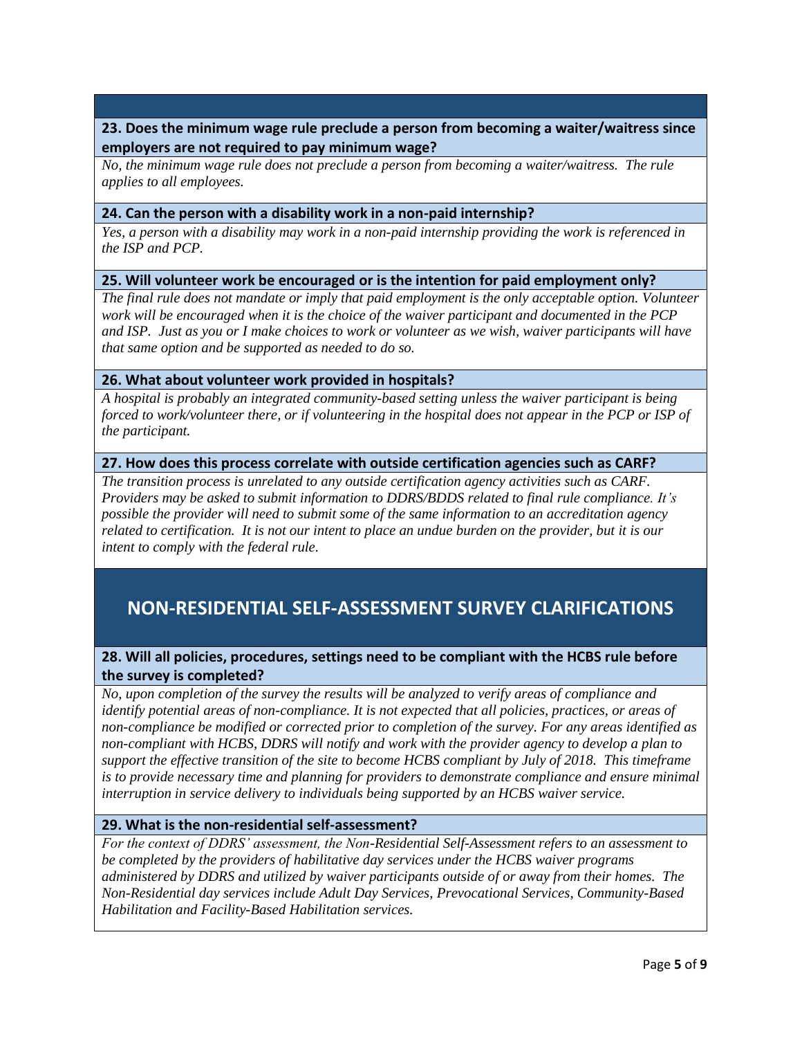**23. Does the minimum wage rule preclude a person from becoming a waiter/waitress since employers are not required to pay minimum wage?**

*No, the minimum wage rule does not preclude a person from becoming a waiter/waitress. The rule applies to all employees.*

**24. Can the person with a disability work in a non-paid internship?**

*Yes, a person with a disability may work in a non-paid internship providing the work is referenced in the ISP and PCP.*

**25. Will volunteer work be encouraged or is the intention for paid employment only?**

*The final rule does not mandate or imply that paid employment is the only acceptable option. Volunteer work will be encouraged when it is the choice of the waiver participant and documented in the PCP and ISP. Just as you or I make choices to work or volunteer as we wish, waiver participants will have that same option and be supported as needed to do so.*

**26. What about volunteer work provided in hospitals?**

*A hospital is probably an integrated community-based setting unless the waiver participant is being forced to work/volunteer there, or if volunteering in the hospital does not appear in the PCP or ISP of the participant.*

**27. How does this process correlate with outside certification agencies such as CARF?**

*The transition process is unrelated to any outside certification agency activities such as CARF. Providers may be asked to submit information to DDRS/BDDS related to final rule compliance. It's possible the provider will need to submit some of the same information to an accreditation agency related to certification. It is not our intent to place an undue burden on the provider, but it is our intent to comply with the federal rule.*

## NON-RESIDENTIAL SELF-ASSESSMENT SURVEY CLARIFICATIONS

**28. Will all policies, procedures, settings need to be compliant with the HCBS rule before the survey is completed?**

*No, upon completion of the survey the results will be analyzed to verify areas of compliance and identify potential areas of non-compliance. It is not expected that all policies, practices, or areas of non-compliance be modified or corrected prior to completion of the survey. For any areas identified as non-compliant with HCBS, DDRS will notify and work with the provider agency to develop a plan to support the effective transition of the site to become HCBS compliant by July of 2018. This timeframe is to provide necessary time and planning for providers to demonstrate compliance and ensure minimal interruption in service delivery to individuals being supported by an HCBS waiver service.*

**29. What is the non-residential self-assessment?**

*For the context of DDRS' assessment, the Non-Residential Self-Assessment refers to an assessment to be completed by the providers of habilitative day services under the HCBS waiver programs administered by DDRS and utilized by waiver participants outside of or away from their homes. The Non-Residential day services include Adult Day Services, Prevocational Services, Community-Based Habilitation and Facility-Based Habilitation services.*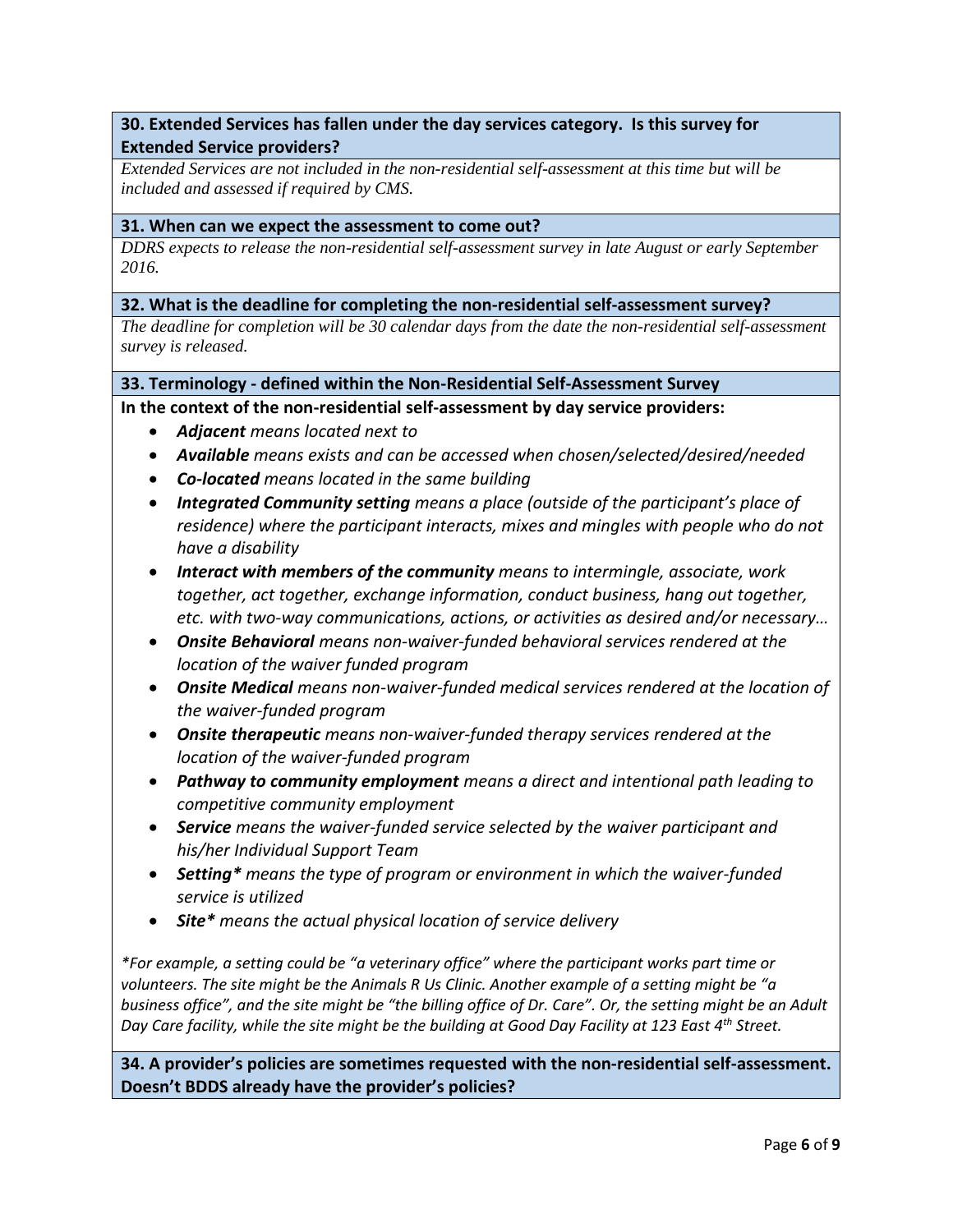**30. Extended Services has fallen under the day services category. Is this survey for Extended Service providers?**

*Extended Services are not included in the non-residential self-assessment at this time but will be included and assessed if required by CMS.*

**31. When can we expect the assessment to come out?**

*DDRS expects to release the non-residential self-assessment survey in late August or early September 2016.*

**32. What is the deadline for completing the non-residential self-assessment survey?**

*The deadline for completion will be 30 calendar days from the date the non-residential self-assessment survey is released.*

**33. Terminology - defined within the Non-Residential Self-Assessment Survey**

**In the context of the non-residential self-assessment by day service providers:**

- ***Adjacent*** *means located next to*
- ***Available*** *means exists and can be accessed when chosen/selected/desired/needed*
- ***Co-located*** *means located in the same building*
- ***Integrated Community setting*** *means a place (outside of the participant's place of residence) where the participant interacts, mixes and mingles with people who do not have a disability*
- ***Interact with members of the community*** *means to intermingle, associate, work together, act together, exchange information, conduct business, hang out together, etc. with two-way communications, actions, or activities as desired and/or necessary…*
- ***Onsite Behavioral*** *means non-waiver-funded behavioral services rendered at the location of the waiver funded program*
- ***Onsite Medical*** *means non-waiver-funded medical services rendered at the location of the waiver-funded program*
- ***Onsite therapeutic*** *means non-waiver-funded therapy services rendered at the location of the waiver-funded program*
- ***Pathway to community employment*** *means a direct and intentional path leading to competitive community employment*
- ***Service*** *means the waiver-funded service selected by the waiver participant and his/her Individual Support Team*
- ***Setting\**** *means the type of program or environment in which the waiver-funded service is utilized*
- ***Site\**** *means the actual physical location of service delivery*

*\*For example, a setting could be "a veterinary office" where the participant works part time or volunteers. The site might be the Animals R Us Clinic. Another example of a setting might be "a business office", and the site might be "the billing office of Dr. Care". Or, the setting might be an Adult Day Care facility, while the site might be the building at Good Day Facility at 123 East 4th Street.*

**34. A provider's policies are sometimes requested with the non-residential self-assessment. Doesn't BDDS already have the provider's policies?**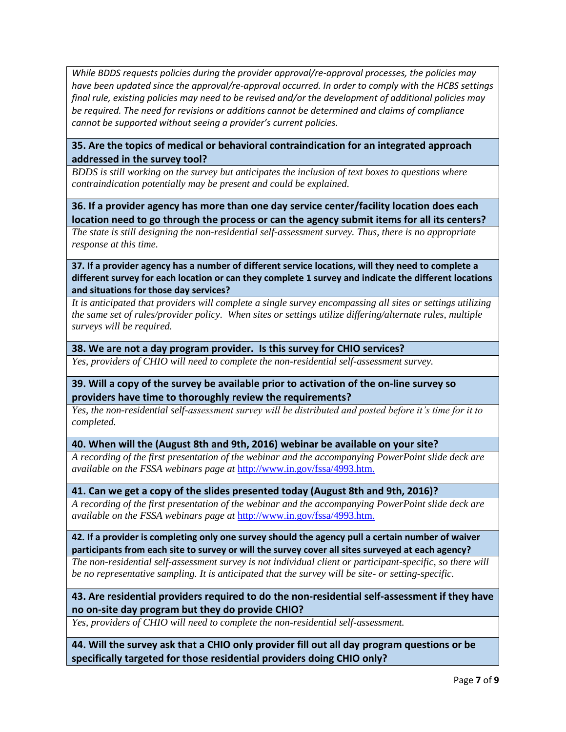*While BDDS requests policies during the provider approval/re-approval processes, the policies may have been updated since the approval/re-approval occurred. In order to comply with the HCBS settings final rule, existing policies may need to be revised and/or the development of additional policies may be required. The need for revisions or additions cannot be determined and claims of compliance cannot be supported without seeing a provider's current policies.*

**35. Are the topics of medical or behavioral contraindication for an integrated approach addressed in the survey tool?**

*BDDS is still working on the survey but anticipates the inclusion of text boxes to questions where contraindication potentially may be present and could be explained.*

**36. If a provider agency has more than one day service center/facility location does each location need to go through the process or can the agency submit items for all its centers?**

*The state is still designing the non-residential self-assessment survey. Thus, there is no appropriate response at this time.*

**37. If a provider agency has a number of different service locations, will they need to complete a different survey for each location or can they complete 1 survey and indicate the different locations and situations for those day services?**

*It is anticipated that providers will complete a single survey encompassing all sites or settings utilizing the same set of rules/provider policy. When sites or settings utilize differing/alternate rules, multiple surveys will be required.*

**38. We are not a day program provider. Is this survey for CHIO services?**

*Yes, providers of CHIO will need to complete the non-residential self-assessment survey.*

**39. Will a copy of the survey be available prior to activation of the on-line survey so providers have time to thoroughly review the requirements?**

*Yes, the non-residential self-assessment survey will be distributed and posted before it's time for it to completed.*

**40. When will the (August 8th and 9th, 2016) webinar be available on your site?**

*A recording of the first presentation of the webinar and the accompanying PowerPoint slide deck are available on the FSSA webinars page at* http://www.in.gov/fssa/4993.htm.

**41. Can we get a copy of the slides presented today (August 8th and 9th, 2016)?**

*A recording of the first presentation of the webinar and the accompanying PowerPoint slide deck are available on the FSSA webinars page at* http://www.in.gov/fssa/4993.htm.

**42. If a provider is completing only one survey should the agency pull a certain number of waiver participants from each site to survey or will the survey cover all sites surveyed at each agency?**

*The non-residential self-assessment survey is not individual client or participant-specific, so there will be no representative sampling. It is anticipated that the survey will be site- or setting-specific.*

**43. Are residential providers required to do the non-residential self-assessment if they have no on-site day program but they do provide CHIO?**

*Yes, providers of CHIO will need to complete the non-residential self-assessment.*

**44. Will the survey ask that a CHIO only provider fill out all day program questions or be specifically targeted for those residential providers doing CHIO only?**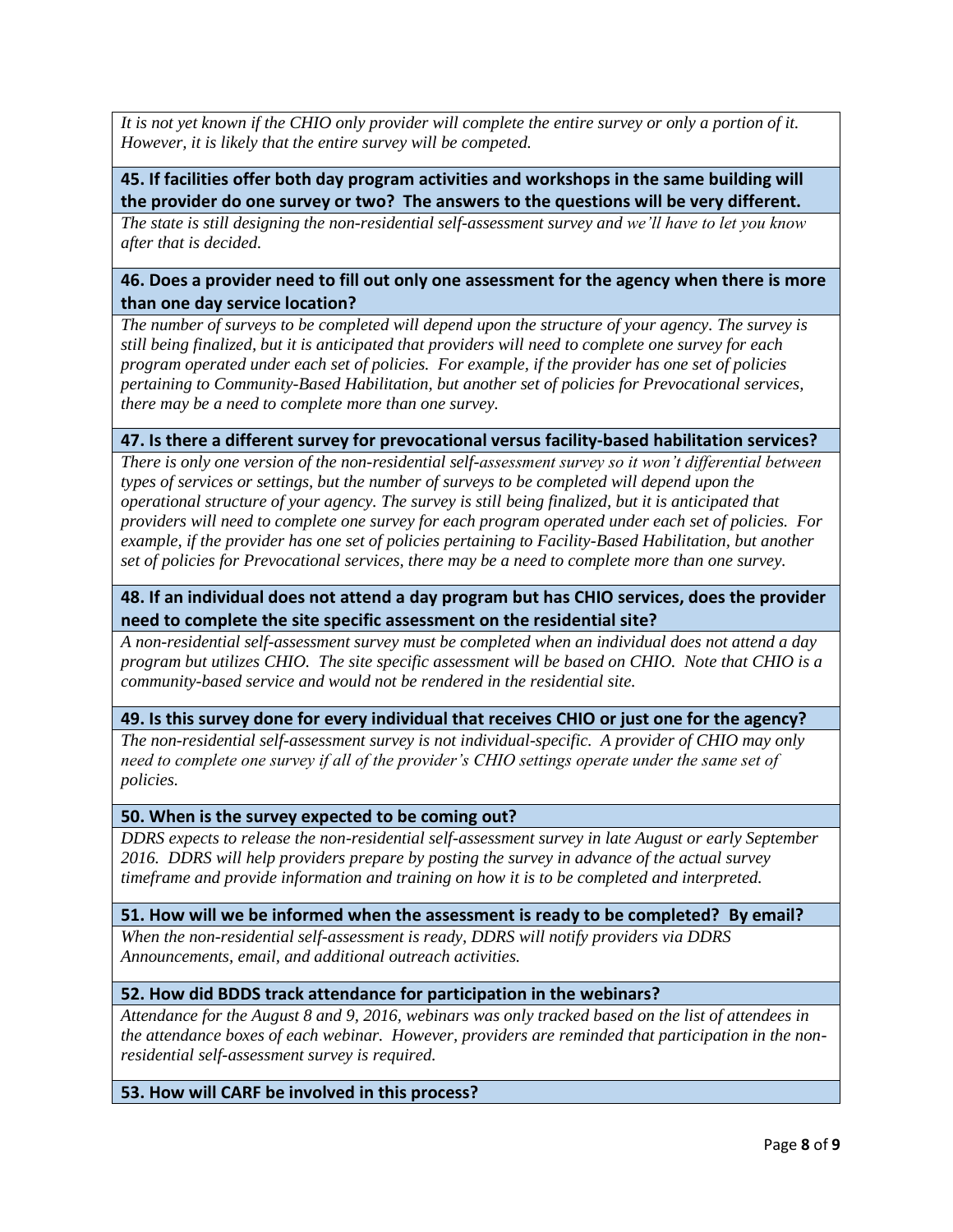*It is not yet known if the CHIO only provider will complete the entire survey or only a portion of it. However, it is likely that the entire survey will be competed.*

**45. If facilities offer both day program activities and workshops in the same building will the provider do one survey or two? The answers to the questions will be very different.**

*The state is still designing the non-residential self-assessment survey and we'll have to let you know after that is decided.*

**46. Does a provider need to fill out only one assessment for the agency when there is more than one day service location?**

*The number of surveys to be completed will depend upon the structure of your agency. The survey is still being finalized, but it is anticipated that providers will need to complete one survey for each program operated under each set of policies. For example, if the provider has one set of policies pertaining to Community-Based Habilitation, but another set of policies for Prevocational services, there may be a need to complete more than one survey.*

**47. Is there a different survey for prevocational versus facility-based habilitation services?**

*There is only one version of the non-residential self-assessment survey so it won't differential between types of services or settings, but the number of surveys to be completed will depend upon the operational structure of your agency. The survey is still being finalized, but it is anticipated that providers will need to complete one survey for each program operated under each set of policies. For example, if the provider has one set of policies pertaining to Facility-Based Habilitation, but another set of policies for Prevocational services, there may be a need to complete more than one survey.*

**48. If an individual does not attend a day program but has CHIO services, does the provider need to complete the site specific assessment on the residential site?**

*A non-residential self-assessment survey must be completed when an individual does not attend a day program but utilizes CHIO. The site specific assessment will be based on CHIO. Note that CHIO is a community-based service and would not be rendered in the residential site.*

**49. Is this survey done for every individual that receives CHIO or just one for the agency?**

*The non-residential self-assessment survey is not individual-specific. A provider of CHIO may only need to complete one survey if all of the provider's CHIO settings operate under the same set of policies.*

**50. When is the survey expected to be coming out?**

*DDRS expects to release the non-residential self-assessment survey in late August or early September 2016. DDRS will help providers prepare by posting the survey in advance of the actual survey timeframe and provide information and training on how it is to be completed and interpreted.*

**51. How will we be informed when the assessment is ready to be completed? By email?**

*When the non-residential self-assessment is ready, DDRS will notify providers via DDRS Announcements, email, and additional outreach activities.*

**52. How did BDDS track attendance for participation in the webinars?**

*Attendance for the August 8 and 9, 2016, webinars was only tracked based on the list of attendees in the attendance boxes of each webinar. However, providers are reminded that participation in the non-residential self-assessment survey is required.*

**53. How will CARF be involved in this process?**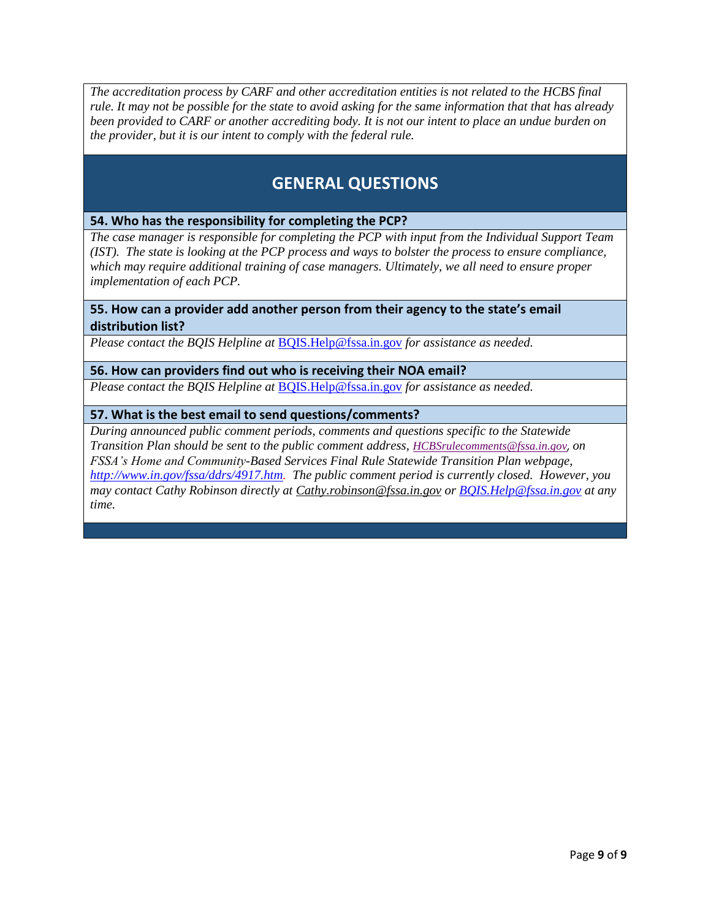*The accreditation process by CARF and other accreditation entities is not related to the HCBS final rule. It may not be possible for the state to avoid asking for the same information that that has already been provided to CARF or another accrediting body. It is not our intent to place an undue burden on the provider, but it is our intent to comply with the federal rule.*

## GENERAL QUESTIONS

### 54. Who has the responsibility for completing the PCP?

*The case manager is responsible for completing the PCP with input from the Individual Support Team (IST). The state is looking at the PCP process and ways to bolster the process to ensure compliance, which may require additional training of case managers. Ultimately, we all need to ensure proper implementation of each PCP.*

### 55. How can a provider add another person from their agency to the state's email distribution list?

*Please contact the BQIS Helpline at* BQIS.Help@fssa.in.gov *for assistance as needed.*

### 56. How can providers find out who is receiving their NOA email?

*Please contact the BQIS Helpline at* BQIS.Help@fssa.in.gov *for assistance as needed.*

### 57. What is the best email to send questions/comments?

*During announced public comment periods, comments and questions specific to the Statewide Transition Plan should be sent to the public comment address, HCBSrulecomments@fssa.in.gov, on FSSA's Home and Community-Based Services Final Rule Statewide Transition Plan webpage, http://www.in.gov/fssa/ddrs/4917.htm. The public comment period is currently closed. However, you may contact Cathy Robinson directly at Cathy.robinson@fssa.in.gov or BQIS.Help@fssa.in.gov at any time.*